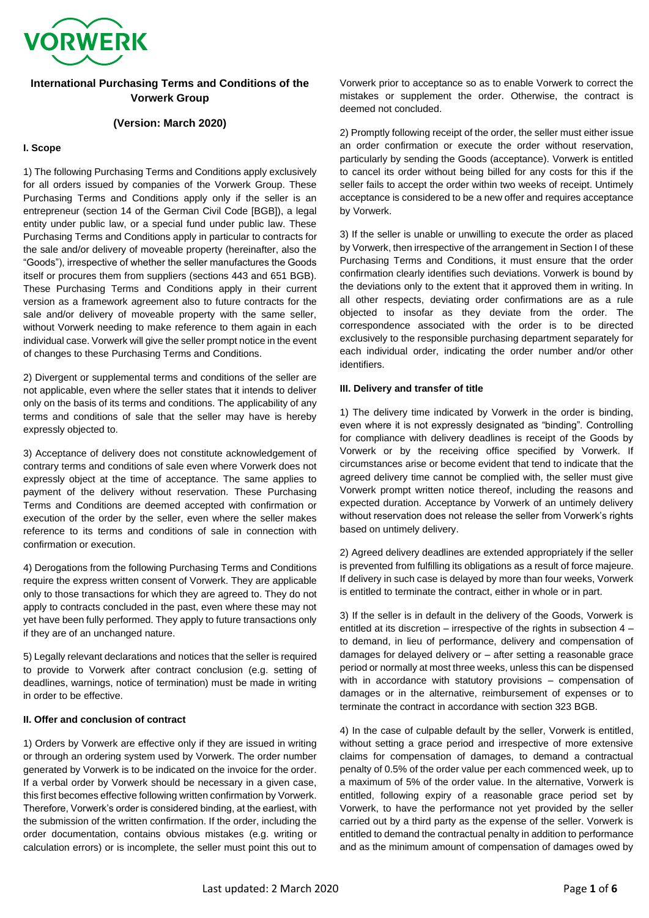# International Purchasing Terms and Conditions of the Vorwerk Group

**(Version: March 2020)**

### I. Scope

1) The following Purchasing Terms and Conditions apply exclusively for all orders issued by companies of the Vorwerk Group. These Purchasing Terms and Conditions apply only if the seller is an entrepreneur (section 14 of the German Civil Code [BGB]), a legal entity under public law, or a special fund under public law. These Purchasing Terms and Conditions apply in particular to contracts for the sale and/or delivery of moveable property (hereinafter, also the "Goods"), irrespective of whether the seller manufactures the Goods itself or procures them from suppliers (sections 443 and 651 BGB). These Purchasing Terms and Conditions apply in their current version as a framework agreement also to future contracts for the sale and/or delivery of moveable property with the same seller, without Vorwerk needing to make reference to them again in each individual case. Vorwerk will give the seller prompt notice in the event of changes to these Purchasing Terms and Conditions.

2) Divergent or supplemental terms and conditions of the seller are not applicable, even where the seller states that it intends to deliver only on the basis of its terms and conditions. The applicability of any terms and conditions of sale that the seller may have is hereby expressly objected to.

3) Acceptance of delivery does not constitute acknowledgement of contrary terms and conditions of sale even when Vorwerk does not expressly object at the time of acceptance. The same applies to payment of the delivery without reservation. These Purchasing Terms and Conditions are deemed accepted with confirmation or execution of the order by the seller, even where the seller makes reference to its terms and conditions of sale in connection with confirmation or execution.

4) Derogations from the following Purchasing Terms and Conditions require the express written consent of Vorwerk. They are applicable only to those transactions for which they are agreed to. They do not apply to contracts concluded in the past, even where these may not yet have been fully performed. They apply to future transactions only if they are of an unchanged nature.

5) Legally relevant declarations and notices that the seller is required to provide to Vorwerk after contract conclusion (e.g. setting of deadlines, warnings, notice of termination) must be made in writing in order to be effective.

### II. Offer and conclusion of contract

1) Orders by Vorwerk are effective only if they are issued in writing or through an ordering system used by Vorwerk. The order number generated by Vorwerk is to be indicated on the invoice for the order. If a verbal order by Vorwerk should be necessary in a given case, this first becomes effective following written confirmation by Vorwerk. Therefore, Vorwerk's order is considered binding, at the earliest, with the submission of the written confirmation. If the order, including the order documentation, contains obvious mistakes (e.g. writing or calculation errors) or is incomplete, the seller must point this out to Vorwerk prior to acceptance so as to enable Vorwerk to correct the mistakes or supplement the order. Otherwise, the contract is deemed not concluded.

2) Promptly following receipt of the order, the seller must either issue an order confirmation or execute the order without reservation, particularly by sending the Goods (acceptance). Vorwerk is entitled to cancel its order without being billed for any costs for this if the seller fails to accept the order within two weeks of receipt. Untimely acceptance is considered to be a new offer and requires acceptance by Vorwerk.

3) If the seller is unable or unwilling to execute the order as placed by Vorwerk, then irrespective of the arrangement in Section I of these Purchasing Terms and Conditions, it must ensure that the order confirmation clearly identifies such deviations. Vorwerk is bound by the deviations only to the extent that it approved them in writing. In all other respects, deviating order confirmations are as a rule objected to insofar as they deviate from the order. The correspondence associated with the order is to be directed exclusively to the responsible purchasing department separately for each individual order, indicating the order number and/or other identifiers.

### III. Delivery and transfer of title

1) The delivery time indicated by Vorwerk in the order is binding, even where it is not expressly designated as "binding". Controlling for compliance with delivery deadlines is receipt of the Goods by Vorwerk or by the receiving office specified by Vorwerk. If circumstances arise or become evident that tend to indicate that the agreed delivery time cannot be complied with, the seller must give Vorwerk prompt written notice thereof, including the reasons and expected duration. Acceptance by Vorwerk of an untimely delivery without reservation does not release the seller from Vorwerk's rights based on untimely delivery.

2) Agreed delivery deadlines are extended appropriately if the seller is prevented from fulfilling its obligations as a result of force majeure. If delivery in such case is delayed by more than four weeks, Vorwerk is entitled to terminate the contract, either in whole or in part.

3) If the seller is in default in the delivery of the Goods, Vorwerk is entitled at its discretion – irrespective of the rights in subsection 4 – to demand, in lieu of performance, delivery and compensation of damages for delayed delivery or – after setting a reasonable grace period or normally at most three weeks, unless this can be dispensed with in accordance with statutory provisions – compensation of damages or in the alternative, reimbursement of expenses or to terminate the contract in accordance with section 323 BGB.

4) In the case of culpable default by the seller, Vorwerk is entitled, without setting a grace period and irrespective of more extensive claims for compensation of damages, to demand a contractual penalty of 0.5% of the order value per each commenced week, up to a maximum of 5% of the order value. In the alternative, Vorwerk is entitled, following expiry of a reasonable grace period set by Vorwerk, to have the performance not yet provided by the seller carried out by a third party as the expense of the seller. Vorwerk is entitled to demand the contractual penalty in addition to performance and as the minimum amount of compensation of damages owed by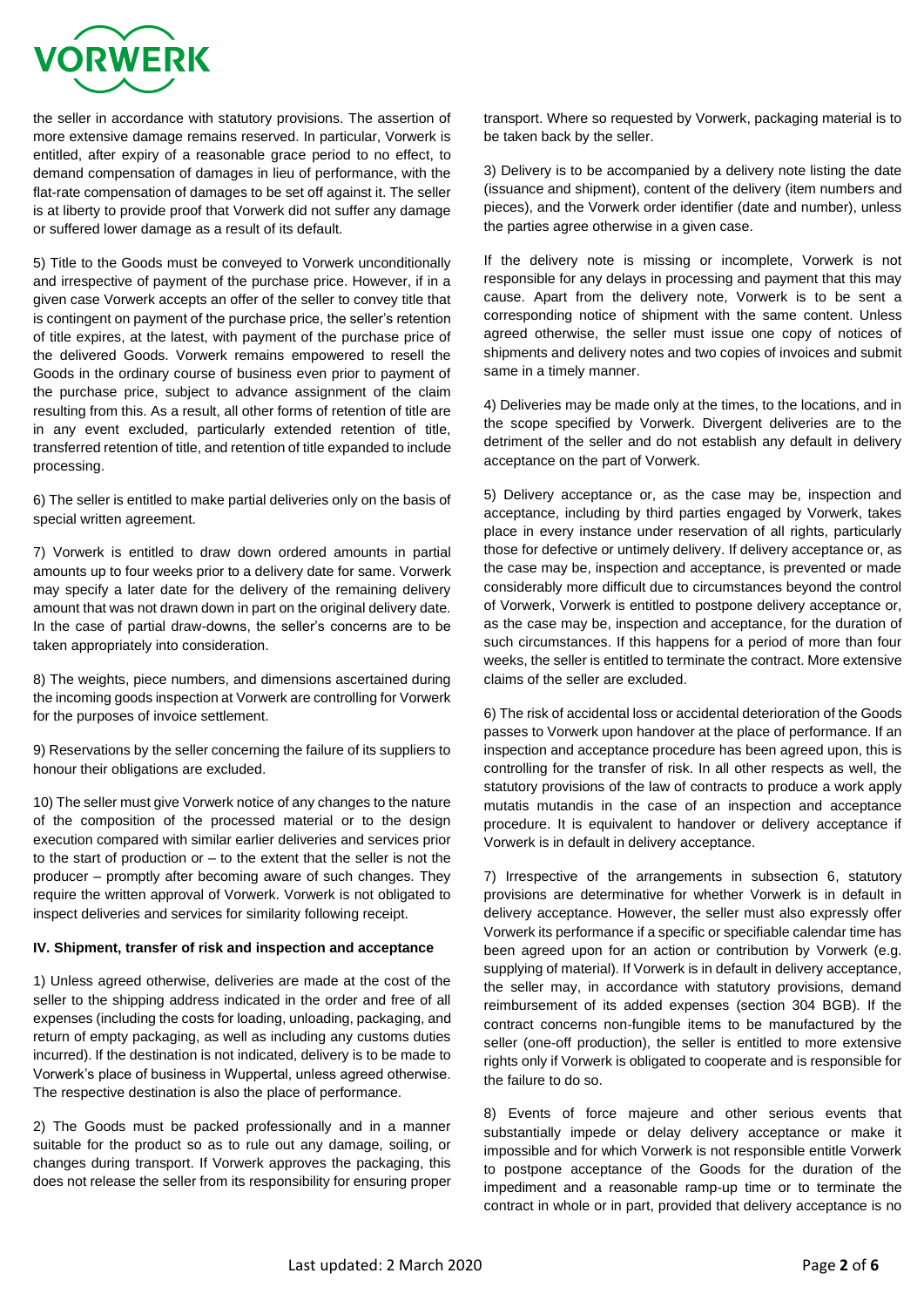the seller in accordance with statutory provisions. The assertion of more extensive damage remains reserved. In particular, Vorwerk is entitled, after expiry of a reasonable grace period to no effect, to demand compensation of damages in lieu of performance, with the flat-rate compensation of damages to be set off against it. The seller is at liberty to provide proof that Vorwerk did not suffer any damage or suffered lower damage as a result of its default.

5) Title to the Goods must be conveyed to Vorwerk unconditionally and irrespective of payment of the purchase price. However, if in a given case Vorwerk accepts an offer of the seller to convey title that is contingent on payment of the purchase price, the seller's retention of title expires, at the latest, with payment of the purchase price of the delivered Goods. Vorwerk remains empowered to resell the Goods in the ordinary course of business even prior to payment of the purchase price, subject to advance assignment of the claim resulting from this. As a result, all other forms of retention of title are in any event excluded, particularly extended retention of title, transferred retention of title, and retention of title expanded to include processing.

6) The seller is entitled to make partial deliveries only on the basis of special written agreement.

7) Vorwerk is entitled to draw down ordered amounts in partial amounts up to four weeks prior to a delivery date for same. Vorwerk may specify a later date for the delivery of the remaining delivery amount that was not drawn down in part on the original delivery date. In the case of partial draw-downs, the seller's concerns are to be taken appropriately into consideration.

8) The weights, piece numbers, and dimensions ascertained during the incoming goods inspection at Vorwerk are controlling for Vorwerk for the purposes of invoice settlement.

9) Reservations by the seller concerning the failure of its suppliers to honour their obligations are excluded.

10) The seller must give Vorwerk notice of any changes to the nature of the composition of the processed material or to the design execution compared with similar earlier deliveries and services prior to the start of production or – to the extent that the seller is not the producer – promptly after becoming aware of such changes. They require the written approval of Vorwerk. Vorwerk is not obligated to inspect deliveries and services for similarity following receipt.

### IV. Shipment, transfer of risk and inspection and acceptance

1) Unless agreed otherwise, deliveries are made at the cost of the seller to the shipping address indicated in the order and free of all expenses (including the costs for loading, unloading, packaging, and return of empty packaging, as well as including any customs duties incurred). If the destination is not indicated, delivery is to be made to Vorwerk's place of business in Wuppertal, unless agreed otherwise. The respective destination is also the place of performance.

2) The Goods must be packed professionally and in a manner suitable for the product so as to rule out any damage, soiling, or changes during transport. If Vorwerk approves the packaging, this does not release the seller from its responsibility for ensuring proper transport. Where so requested by Vorwerk, packaging material is to be taken back by the seller.

3) Delivery is to be accompanied by a delivery note listing the date (issuance and shipment), content of the delivery (item numbers and pieces), and the Vorwerk order identifier (date and number), unless the parties agree otherwise in a given case.

If the delivery note is missing or incomplete, Vorwerk is not responsible for any delays in processing and payment that this may cause. Apart from the delivery note, Vorwerk is to be sent a corresponding notice of shipment with the same content. Unless agreed otherwise, the seller must issue one copy of notices of shipments and delivery notes and two copies of invoices and submit same in a timely manner.

4) Deliveries may be made only at the times, to the locations, and in the scope specified by Vorwerk. Divergent deliveries are to the detriment of the seller and do not establish any default in delivery acceptance on the part of Vorwerk.

5) Delivery acceptance or, as the case may be, inspection and acceptance, including by third parties engaged by Vorwerk, takes place in every instance under reservation of all rights, particularly those for defective or untimely delivery. If delivery acceptance or, as the case may be, inspection and acceptance, is prevented or made considerably more difficult due to circumstances beyond the control of Vorwerk, Vorwerk is entitled to postpone delivery acceptance or, as the case may be, inspection and acceptance, for the duration of such circumstances. If this happens for a period of more than four weeks, the seller is entitled to terminate the contract. More extensive claims of the seller are excluded.

6) The risk of accidental loss or accidental deterioration of the Goods passes to Vorwerk upon handover at the place of performance. If an inspection and acceptance procedure has been agreed upon, this is controlling for the transfer of risk. In all other respects as well, the statutory provisions of the law of contracts to produce a work apply mutatis mutandis in the case of an inspection and acceptance procedure. It is equivalent to handover or delivery acceptance if Vorwerk is in default in delivery acceptance.

7) Irrespective of the arrangements in subsection 6, statutory provisions are determinative for whether Vorwerk is in default in delivery acceptance. However, the seller must also expressly offer Vorwerk its performance if a specific or specifiable calendar time has been agreed upon for an action or contribution by Vorwerk (e.g. supplying of material). If Vorwerk is in default in delivery acceptance, the seller may, in accordance with statutory provisions, demand reimbursement of its added expenses (section 304 BGB). If the contract concerns non-fungible items to be manufactured by the seller (one-off production), the seller is entitled to more extensive rights only if Vorwerk is obligated to cooperate and is responsible for the failure to do so.

8) Events of force majeure and other serious events that substantially impede or delay delivery acceptance or make it impossible and for which Vorwerk is not responsible entitle Vorwerk to postpone acceptance of the Goods for the duration of the impediment and a reasonable ramp-up time or to terminate the contract in whole or in part, provided that delivery acceptance is no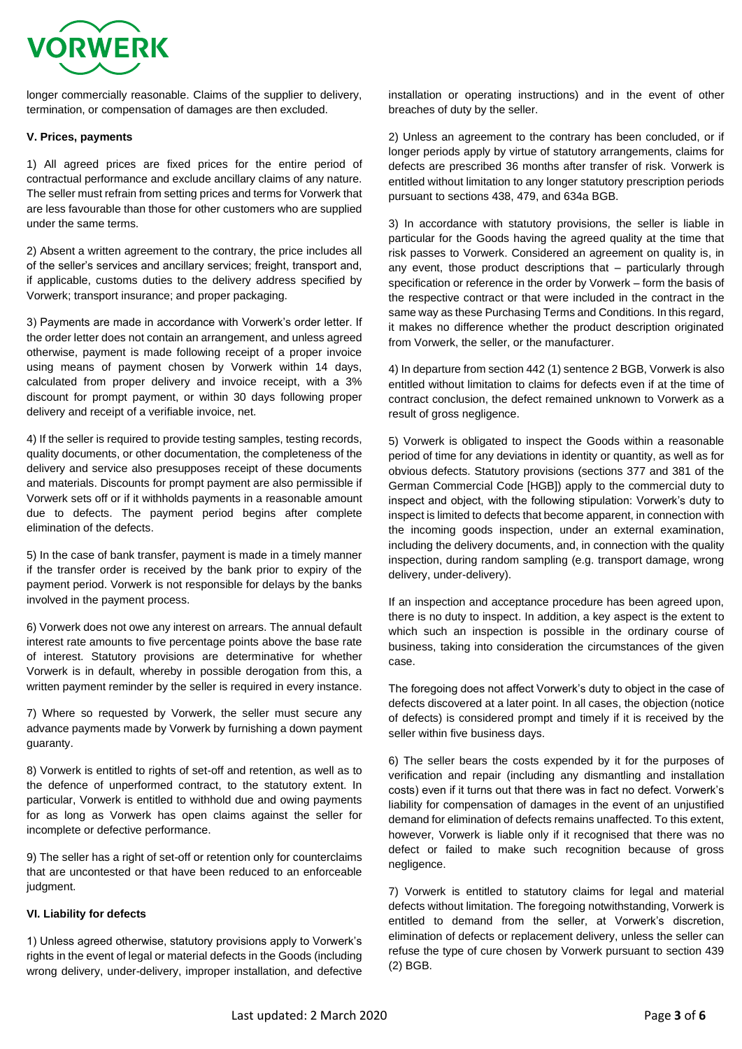longer commercially reasonable. Claims of the supplier to delivery, termination, or compensation of damages are then excluded.

### V. Prices, payments

1) All agreed prices are fixed prices for the entire period of contractual performance and exclude ancillary claims of any nature. The seller must refrain from setting prices and terms for Vorwerk that are less favourable than those for other customers who are supplied under the same terms.

2) Absent a written agreement to the contrary, the price includes all of the seller's services and ancillary services; freight, transport and, if applicable, customs duties to the delivery address specified by Vorwerk; transport insurance; and proper packaging.

3) Payments are made in accordance with Vorwerk's order letter. If the order letter does not contain an arrangement, and unless agreed otherwise, payment is made following receipt of a proper invoice using means of payment chosen by Vorwerk within 14 days, calculated from proper delivery and invoice receipt, with a 3% discount for prompt payment, or within 30 days following proper delivery and receipt of a verifiable invoice, net.

4) If the seller is required to provide testing samples, testing records, quality documents, or other documentation, the completeness of the delivery and service also presupposes receipt of these documents and materials. Discounts for prompt payment are also permissible if Vorwerk sets off or if it withholds payments in a reasonable amount due to defects. The payment period begins after complete elimination of the defects.

5) In the case of bank transfer, payment is made in a timely manner if the transfer order is received by the bank prior to expiry of the payment period. Vorwerk is not responsible for delays by the banks involved in the payment process.

6) Vorwerk does not owe any interest on arrears. The annual default interest rate amounts to five percentage points above the base rate of interest. Statutory provisions are determinative for whether Vorwerk is in default, whereby in possible derogation from this, a written payment reminder by the seller is required in every instance.

7) Where so requested by Vorwerk, the seller must secure any advance payments made by Vorwerk by furnishing a down payment guaranty.

8) Vorwerk is entitled to rights of set-off and retention, as well as to the defence of unperformed contract, to the statutory extent. In particular, Vorwerk is entitled to withhold due and owing payments for as long as Vorwerk has open claims against the seller for incomplete or defective performance.

9) The seller has a right of set-off or retention only for counterclaims that are uncontested or that have been reduced to an enforceable judgment.

### VI. Liability for defects

1) Unless agreed otherwise, statutory provisions apply to Vorwerk's rights in the event of legal or material defects in the Goods (including wrong delivery, under-delivery, improper installation, and defective installation or operating instructions) and in the event of other breaches of duty by the seller.

2) Unless an agreement to the contrary has been concluded, or if longer periods apply by virtue of statutory arrangements, claims for defects are prescribed 36 months after transfer of risk. Vorwerk is entitled without limitation to any longer statutory prescription periods pursuant to sections 438, 479, and 634a BGB.

3) In accordance with statutory provisions, the seller is liable in particular for the Goods having the agreed quality at the time that risk passes to Vorwerk. Considered an agreement on quality is, in any event, those product descriptions that – particularly through specification or reference in the order by Vorwerk – form the basis of the respective contract or that were included in the contract in the same way as these Purchasing Terms and Conditions. In this regard, it makes no difference whether the product description originated from Vorwerk, the seller, or the manufacturer.

4) In departure from section 442 (1) sentence 2 BGB, Vorwerk is also entitled without limitation to claims for defects even if at the time of contract conclusion, the defect remained unknown to Vorwerk as a result of gross negligence.

5) Vorwerk is obligated to inspect the Goods within a reasonable period of time for any deviations in identity or quantity, as well as for obvious defects. Statutory provisions (sections 377 and 381 of the German Commercial Code [HGB]) apply to the commercial duty to inspect and object, with the following stipulation: Vorwerk's duty to inspect is limited to defects that become apparent, in connection with the incoming goods inspection, under an external examination, including the delivery documents, and, in connection with the quality inspection, during random sampling (e.g. transport damage, wrong delivery, under-delivery).

If an inspection and acceptance procedure has been agreed upon, there is no duty to inspect. In addition, a key aspect is the extent to which such an inspection is possible in the ordinary course of business, taking into consideration the circumstances of the given case.

The foregoing does not affect Vorwerk's duty to object in the case of defects discovered at a later point. In all cases, the objection (notice of defects) is considered prompt and timely if it is received by the seller within five business days.

6) The seller bears the costs expended by it for the purposes of verification and repair (including any dismantling and installation costs) even if it turns out that there was in fact no defect. Vorwerk's liability for compensation of damages in the event of an unjustified demand for elimination of defects remains unaffected. To this extent, however, Vorwerk is liable only if it recognised that there was no defect or failed to make such recognition because of gross negligence.

7) Vorwerk is entitled to statutory claims for legal and material defects without limitation. The foregoing notwithstanding, Vorwerk is entitled to demand from the seller, at Vorwerk's discretion, elimination of defects or replacement delivery, unless the seller can refuse the type of cure chosen by Vorwerk pursuant to section 439 (2) BGB.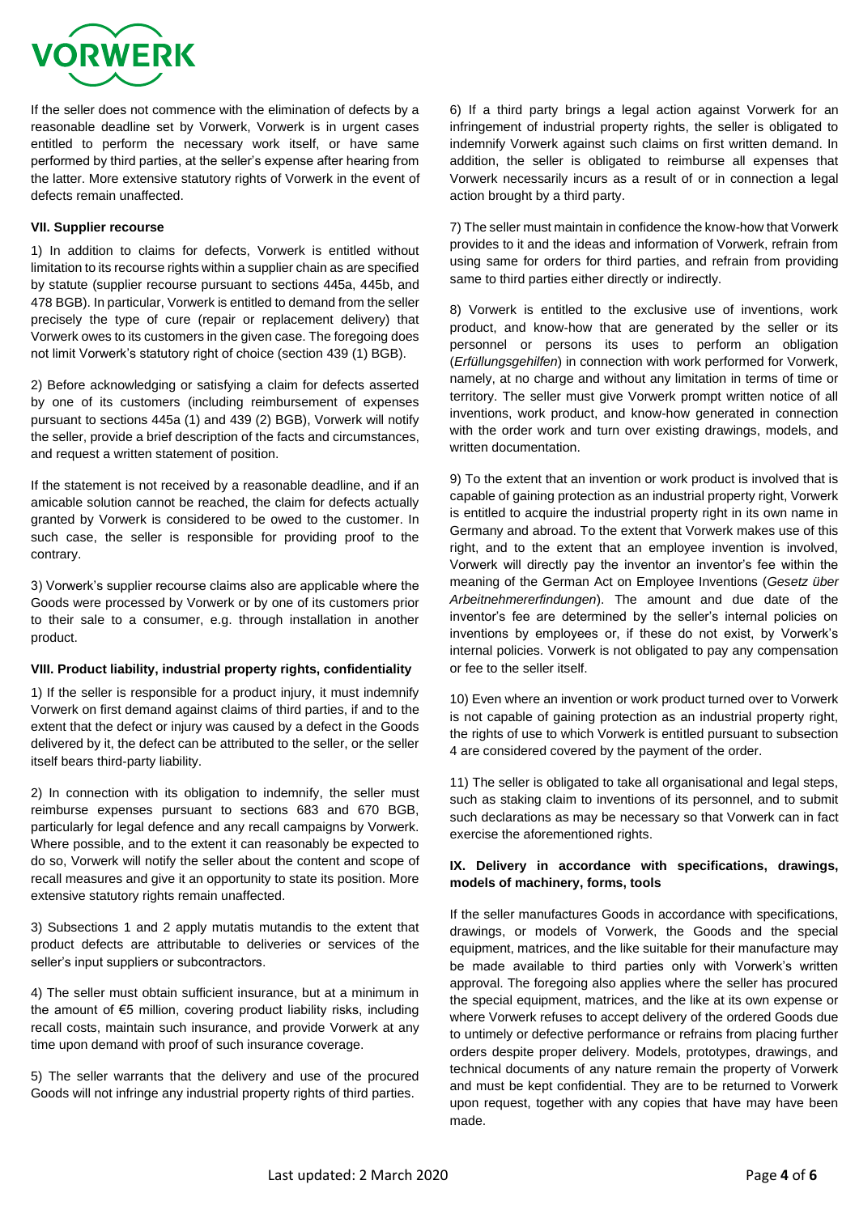If the seller does not commence with the elimination of defects by a reasonable deadline set by Vorwerk, Vorwerk is in urgent cases entitled to perform the necessary work itself, or have same performed by third parties, at the seller's expense after hearing from the latter. More extensive statutory rights of Vorwerk in the event of defects remain unaffected.

**VII. Supplier recourse**

1) In addition to claims for defects, Vorwerk is entitled without limitation to its recourse rights within a supplier chain as are specified by statute (supplier recourse pursuant to sections 445a, 445b, and 478 BGB). In particular, Vorwerk is entitled to demand from the seller precisely the type of cure (repair or replacement delivery) that Vorwerk owes to its customers in the given case. The foregoing does not limit Vorwerk's statutory right of choice (section 439 (1) BGB).

2) Before acknowledging or satisfying a claim for defects asserted by one of its customers (including reimbursement of expenses pursuant to sections 445a (1) and 439 (2) BGB), Vorwerk will notify the seller, provide a brief description of the facts and circumstances, and request a written statement of position.

If the statement is not received by a reasonable deadline, and if an amicable solution cannot be reached, the claim for defects actually granted by Vorwerk is considered to be owed to the customer. In such case, the seller is responsible for providing proof to the contrary.

3) Vorwerk's supplier recourse claims also are applicable where the Goods were processed by Vorwerk or by one of its customers prior to their sale to a consumer, e.g. through installation in another product.

**VIII. Product liability, industrial property rights, confidentiality**

1) If the seller is responsible for a product injury, it must indemnify Vorwerk on first demand against claims of third parties, if and to the extent that the defect or injury was caused by a defect in the Goods delivered by it, the defect can be attributed to the seller, or the seller itself bears third-party liability.

2) In connection with its obligation to indemnify, the seller must reimburse expenses pursuant to sections 683 and 670 BGB, particularly for legal defence and any recall campaigns by Vorwerk. Where possible, and to the extent it can reasonably be expected to do so, Vorwerk will notify the seller about the content and scope of recall measures and give it an opportunity to state its position. More extensive statutory rights remain unaffected.

3) Subsections 1 and 2 apply mutatis mutandis to the extent that product defects are attributable to deliveries or services of the seller's input suppliers or subcontractors.

4) The seller must obtain sufficient insurance, but at a minimum in the amount of €5 million, covering product liability risks, including recall costs, maintain such insurance, and provide Vorwerk at any time upon demand with proof of such insurance coverage.

5) The seller warrants that the delivery and use of the procured Goods will not infringe any industrial property rights of third parties.

6) If a third party brings a legal action against Vorwerk for an infringement of industrial property rights, the seller is obligated to indemnify Vorwerk against such claims on first written demand. In addition, the seller is obligated to reimburse all expenses that Vorwerk necessarily incurs as a result of or in connection a legal action brought by a third party.

7) The seller must maintain in confidence the know-how that Vorwerk provides to it and the ideas and information of Vorwerk, refrain from using same for orders for third parties, and refrain from providing same to third parties either directly or indirectly.

8) Vorwerk is entitled to the exclusive use of inventions, work product, and know-how that are generated by the seller or its personnel or persons its uses to perform an obligation (*Erfüllungsgehilfen*) in connection with work performed for Vorwerk, namely, at no charge and without any limitation in terms of time or territory. The seller must give Vorwerk prompt written notice of all inventions, work product, and know-how generated in connection with the order work and turn over existing drawings, models, and written documentation.

9) To the extent that an invention or work product is involved that is capable of gaining protection as an industrial property right, Vorwerk is entitled to acquire the industrial property right in its own name in Germany and abroad. To the extent that Vorwerk makes use of this right, and to the extent that an employee invention is involved, Vorwerk will directly pay the inventor an inventor's fee within the meaning of the German Act on Employee Inventions (*Gesetz über Arbeitnehmererfindungen*). The amount and due date of the inventor's fee are determined by the seller's internal policies on inventions by employees or, if these do not exist, by Vorwerk's internal policies. Vorwerk is not obligated to pay any compensation or fee to the seller itself.

10) Even where an invention or work product turned over to Vorwerk is not capable of gaining protection as an industrial property right, the rights of use to which Vorwerk is entitled pursuant to subsection 4 are considered covered by the payment of the order.

11) The seller is obligated to take all organisational and legal steps, such as staking claim to inventions of its personnel, and to submit such declarations as may be necessary so that Vorwerk can in fact exercise the aforementioned rights.

**IX. Delivery in accordance with specifications, drawings, models of machinery, forms, tools**

If the seller manufactures Goods in accordance with specifications, drawings, or models of Vorwerk, the Goods and the special equipment, matrices, and the like suitable for their manufacture may be made available to third parties only with Vorwerk's written approval. The foregoing also applies where the seller has procured the special equipment, matrices, and the like at its own expense or where Vorwerk refuses to accept delivery of the ordered Goods due to untimely or defective performance or refrains from placing further orders despite proper delivery. Models, prototypes, drawings, and technical documents of any nature remain the property of Vorwerk and must be kept confidential. They are to be returned to Vorwerk upon request, together with any copies that have may have been made.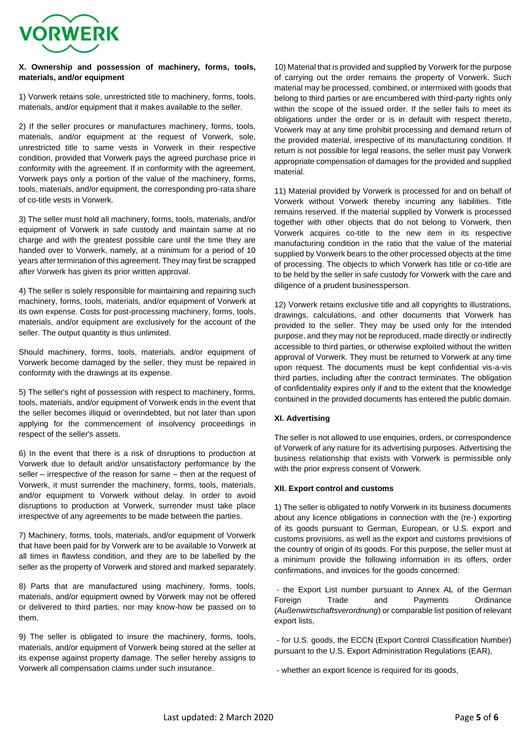### X. Ownership and possession of machinery, forms, tools, materials, and/or equipment

1) Vorwerk retains sole, unrestricted title to machinery, forms, tools, materials, and/or equipment that it makes available to the seller.

2) If the seller procures or manufactures machinery, forms, tools, materials, and/or equipment at the request of Vorwerk, sole, unrestricted title to same vests in Vorwerk in their respective condition, provided that Vorwerk pays the agreed purchase price in conformity with the agreement. If in conformity with the agreement, Vorwerk pays only a portion of the value of the machinery, forms, tools, materials, and/or equipment, the corresponding pro-rata share of co-title vests in Vorwerk.

3) The seller must hold all machinery, forms, tools, materials, and/or equipment of Vorwerk in safe custody and maintain same at no charge and with the greatest possible care until the time they are handed over to Vorwerk, namely, at a minimum for a period of 10 years after termination of this agreement. They may first be scrapped after Vorwerk has given its prior written approval.

4) The seller is solely responsible for maintaining and repairing such machinery, forms, tools, materials, and/or equipment of Vorwerk at its own expense. Costs for post-processing machinery, forms, tools, materials, and/or equipment are exclusively for the account of the seller. The output quantity is thus unlimited.

Should machinery, forms, tools, materials, and/or equipment of Vorwerk become damaged by the seller, they must be repaired in conformity with the drawings at its expense.

5) The seller's right of possession with respect to machinery, forms, tools, materials, and/or equipment of Vorwerk ends in the event that the seller becomes illiquid or overindebted, but not later than upon applying for the commencement of insolvency proceedings in respect of the seller's assets.

6) In the event that there is a risk of disruptions to production at Vorwerk due to default and/or unsatisfactory performance by the seller – irrespective of the reason for same – then at the request of Vorwerk, it must surrender the machinery, forms, tools, materials, and/or equipment to Vorwerk without delay. In order to avoid disruptions to production at Vorwerk, surrender must take place irrespective of any agreements to be made between the parties.

7) Machinery, forms, tools, materials, and/or equipment of Vorwerk that have been paid for by Vorwerk are to be available to Vorwerk at all times in flawless condition, and they are to be labelled by the seller as the property of Vorwerk and stored and marked separately.

8) Parts that are manufactured using machinery, forms, tools, materials, and/or equipment owned by Vorwerk may not be offered or delivered to third parties, nor may know-how be passed on to them.

9) The seller is obligated to insure the machinery, forms, tools, materials, and/or equipment of Vorwerk being stored at the seller at its expense against property damage. The seller hereby assigns to Vorwerk all compensation claims under such insurance.

10) Material that is provided and supplied by Vorwerk for the purpose of carrying out the order remains the property of Vorwerk. Such material may be processed, combined, or intermixed with goods that belong to third parties or are encumbered with third-party rights only within the scope of the issued order. If the seller fails to meet its obligations under the order or is in default with respect thereto, Vorwerk may at any time prohibit processing and demand return of the provided material, irrespective of its manufacturing condition. If return is not possible for legal reasons, the seller must pay Vorwerk appropriate compensation of damages for the provided and supplied material.

11) Material provided by Vorwerk is processed for and on behalf of Vorwerk without Vorwerk thereby incurring any liabilities. Title remains reserved. If the material supplied by Vorwerk is processed together with other objects that do not belong to Vorwerk, then Vorwerk acquires co-title to the new item in its respective manufacturing condition in the ratio that the value of the material supplied by Vorwerk bears to the other processed objects at the time of processing. The objects to which Vorwerk has title or co-title are to be held by the seller in safe custody for Vorwerk with the care and diligence of a prudent businessperson.

12) Vorwerk retains exclusive title and all copyrights to illustrations, drawings, calculations, and other documents that Vorwerk has provided to the seller. They may be used only for the intended purpose, and they may not be reproduced, made directly or indirectly accessible to third parties, or otherwise exploited without the written approval of Vorwerk. They must be returned to Vorwerk at any time upon request. The documents must be kept confidential vis-a-vis third parties, including after the contract terminates. The obligation of confidentiality expires only if and to the extent that the knowledge contained in the provided documents has entered the public domain.

### XI. Advertising

The seller is not allowed to use enquiries, orders, or correspondence of Vorwerk of any nature for its advertising purposes. Advertising the business relationship that exists with Vorwerk is permissible only with the prior express consent of Vorwerk.

### XII. Export control and customs

1) The seller is obligated to notify Vorwerk in its business documents about any licence obligations in connection with the (re-) exporting of its goods pursuant to German, European, or U.S. export and customs provisions, as well as the export and customs provisions of the country of origin of its goods. For this purpose, the seller must at a minimum provide the following information in its offers, order confirmations, and invoices for the goods concerned:

- the Export List number pursuant to Annex AL of the German Foreign Trade and Payments Ordinance (*Außenwirtschaftsverordnung*) or comparable list position of relevant export lists,
- for U.S. goods, the ECCN (Export Control Classification Number) pursuant to the U.S. Export Administration Regulations (EAR),
- whether an export licence is required for its goods,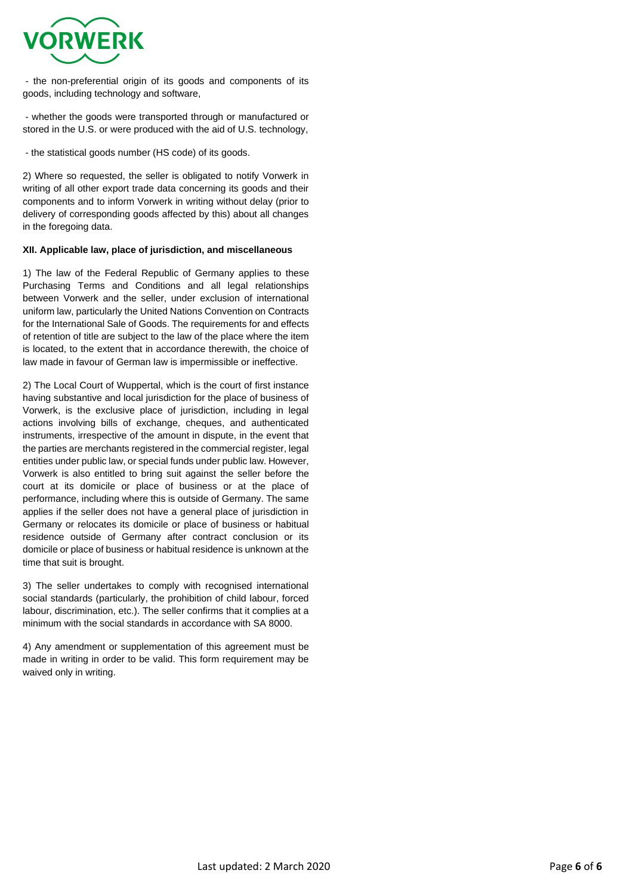- the non-preferential origin of its goods and components of its goods, including technology and software,

- whether the goods were transported through or manufactured or stored in the U.S. or were produced with the aid of U.S. technology,

- the statistical goods number (HS code) of its goods.

2) Where so requested, the seller is obligated to notify Vorwerk in writing of all other export trade data concerning its goods and their components and to inform Vorwerk in writing without delay (prior to delivery of corresponding goods affected by this) about all changes in the foregoing data.

**XII. Applicable law, place of jurisdiction, and miscellaneous**

1) The law of the Federal Republic of Germany applies to these Purchasing Terms and Conditions and all legal relationships between Vorwerk and the seller, under exclusion of international uniform law, particularly the United Nations Convention on Contracts for the International Sale of Goods. The requirements for and effects of retention of title are subject to the law of the place where the item is located, to the extent that in accordance therewith, the choice of law made in favour of German law is impermissible or ineffective.

2) The Local Court of Wuppertal, which is the court of first instance having substantive and local jurisdiction for the place of business of Vorwerk, is the exclusive place of jurisdiction, including in legal actions involving bills of exchange, cheques, and authenticated instruments, irrespective of the amount in dispute, in the event that the parties are merchants registered in the commercial register, legal entities under public law, or special funds under public law. However, Vorwerk is also entitled to bring suit against the seller before the court at its domicile or place of business or at the place of performance, including where this is outside of Germany. The same applies if the seller does not have a general place of jurisdiction in Germany or relocates its domicile or place of business or habitual residence outside of Germany after contract conclusion or its domicile or place of business or habitual residence is unknown at the time that suit is brought.

3) The seller undertakes to comply with recognised international social standards (particularly, the prohibition of child labour, forced labour, discrimination, etc.). The seller confirms that it complies at a minimum with the social standards in accordance with SA 8000.

4) Any amendment or supplementation of this agreement must be made in writing in order to be valid. This form requirement may be waived only in writing.

Last updated: 2 March 2020